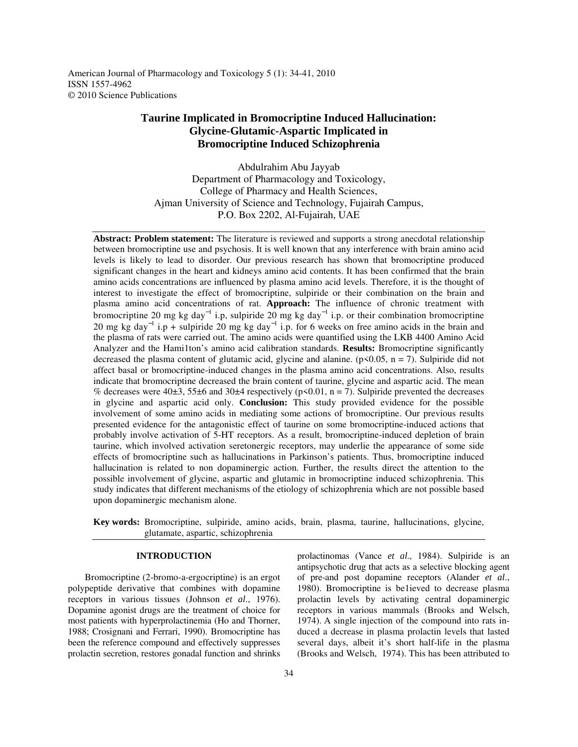American Journal of Pharmacology and Toxicology 5 (1): 34-41, 2010
ISSN 1557-4962
© 2010 Science Publications

# Taurine Implicated in Bromocriptine Induced Hallucination: Glycine-Glutamic-Aspartic Implicated in Bromocriptine Induced Schizophrenia

Abdulrahim Abu Jayyab
Department of Pharmacology and Toxicology,
College of Pharmacy and Health Sciences,
Ajman University of Science and Technology, Fujairah Campus,
P.O. Box 2202, Al-Fujairah, UAE

**Abstract: Problem statement:** The literature is reviewed and supports a strong anecdotal relationship between bromocriptine use and psychosis. It is well known that any interference with brain amino acid levels is likely to lead to disorder. Our previous research has shown that bromocriptine produced significant changes in the heart and kidneys amino acid contents. It has been confirmed that the brain amino acids concentrations are influenced by plasma amino acid levels. Therefore, it is the thought of interest to investigate the effect of bromocriptine, sulpiride or their combination on the brain and plasma amino acid concentrations of rat. **Approach:** The influence of chronic treatment with bromocriptine 20 mg $kg^{-1}$ $day^{-1}$ i.p, sulpiride 20 mg $kg^{-1}$ $day^{-1}$ i.p. or their combination bromocriptine 20 mg $kg^{-1}$ $day^{-1}$ i.p + sulpiride 20 mg $kg^{-1}$ $day^{-1}$ i.p. for 6 weeks on free amino acids in the brain and the plasma of rats were carried out. The amino acids were quantified using the LKB 4400 Amino Acid Analyzer and the Hami1ton's amino acid calibration standards. **Results:** Bromocriptine significantly decreased the plasma content of glutamic acid, glycine and alanine. ($p<0.05$, $n = 7$). Sulpiride did not affect basal or bromocriptine-induced changes in the plasma amino acid concentrations. Also, results indicate that bromocriptine decreased the brain content of taurine, glycine and aspartic acid. The mean % decreases were $40\pm3$, $55\pm6$ and $30\pm4$ respectively ($p<0.01$, $n = 7$). Sulpiride prevented the decreases in glycine and aspartic acid only. **Conclusion:** This study provided evidence for the possible involvement of some amino acids in mediating some actions of bromocriptine. Our previous results presented evidence for the antagonistic effect of taurine on some bromocriptine-induced actions that probably involve activation of 5-HT receptors. As a result, bromocriptine-induced depletion of brain taurine, which involved activation seretonergic receptors, may underlie the appearance of some side effects of bromocriptine such as hallucinations in Parkinson's patients. Thus, bromocriptine induced hallucination is related to non dopaminergic action. Further, the results direct the attention to the possible involvement of glycine, aspartic and glutamic in bromocriptine induced schizophrenia. This study indicates that different mechanisms of the etiology of schizophrenia which are not possible based upon dopaminergic mechanism alone.

**Key words:** Bromocriptine, sulpiride, amino acids, brain, plasma, taurine, hallucinations, glycine, glutamate, aspartic, schizophrenia

## INTRODUCTION

Bromocriptine (2-bromo-a-ergocriptine) is an ergot polypeptide derivative that combines with dopamine receptors in various tissues (Johnson *et al*., 1976). Dopamine agonist drugs are the treatment of choice for most patients with hyperprolactinemia (Ho and Thorner, 1988; Crosignani and Ferrari, 1990). Bromocriptine has been the reference compound and effectively suppresses prolactin secretion, restores gonadal function and shrinks prolactinomas (Vance *et al*., 1984). Sulpiride is an antipsychotic drug that acts as a selective blocking agent of pre-and post dopamine receptors (Alander *et al*., 1980). Bromocriptine is be1ieved to decrease plasma prolactin levels by activating central dopaminergic receptors in various mammals (Brooks and Welsch, 1974). A single injection of the compound into rats induced a decrease in plasma prolactin levels that lasted several days, albeit it's short half-life in the plasma (Brooks and Welsch, 1974). This has been attributed to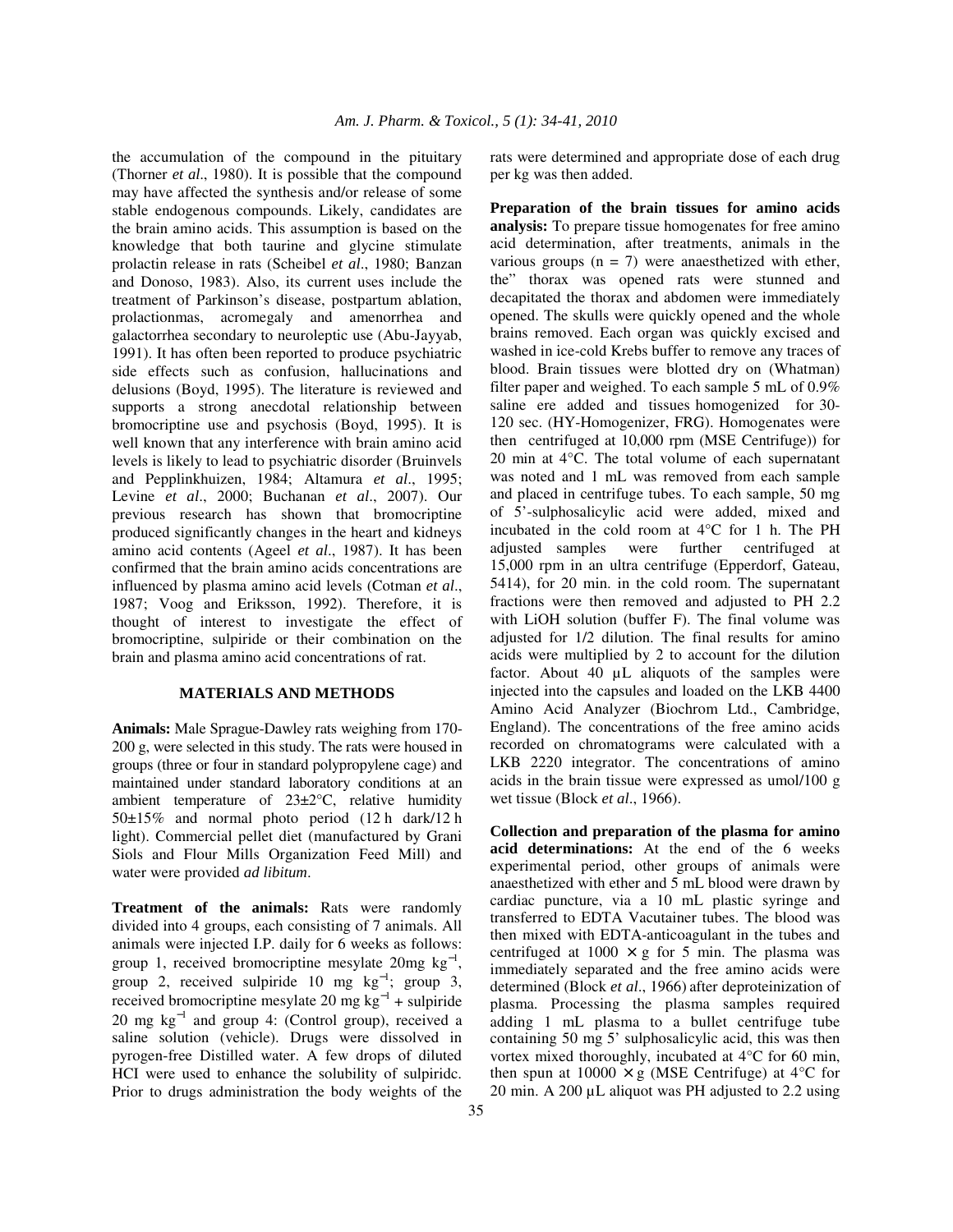the accumulation of the compound in the pituitary (Thorner *et al*., 1980). It is possible that the compound may have affected the synthesis and/or release of some stable endogenous compounds. Likely, candidates are the brain amino acids. This assumption is based on the knowledge that both taurine and glycine stimulate prolactin release in rats (Scheibel *et al*., 1980; Banzan and Donoso, 1983). Also, its current uses include the treatment of Parkinson's disease, postpartum ablation, prolactionmas, acromegaly and amenorrhea and galactorrhea secondary to neuroleptic use (Abu-Jayyab, 1991). It has often been reported to produce psychiatric side effects such as confusion, hallucinations and delusions (Boyd, 1995). The literature is reviewed and supports a strong anecdotal relationship between bromocriptine use and psychosis (Boyd, 1995). It is well known that any interference with brain amino acid levels is likely to lead to psychiatric disorder (Bruinvels and Pepplinkhuizen, 1984; Altamura *et al*., 1995; Levine *et al*., 2000; Buchanan *et al*., 2007). Our previous research has shown that bromocriptine produced significantly changes in the heart and kidneys amino acid contents (Ageel *et al*., 1987). It has been confirmed that the brain amino acids concentrations are influenced by plasma amino acid levels (Cotman *et al*., 1987; Voog and Eriksson, 1992). Therefore, it is thought of interest to investigate the effect of bromocriptine, sulpiride or their combination on the brain and plasma amino acid concentrations of rat.

## MATERIALS AND METHODS

**Animals:** Male Sprague-Dawley rats weighing from 170-200 g, were selected in this study. The rats were housed in groups (three or four in standard polypropylene cage) and maintained under standard laboratory conditions at an ambient temperature of 23±2°C, relative humidity 50±15% and normal photo period (12 h dark/12 h light). Commercial pellet diet (manufactured by Grani Siols and Flour Mills Organization Feed Mill) and water were provided *ad libitum*.

**Treatment of the animals:** Rats were randomly divided into 4 groups, each consisting of 7 animals. All animals were injected I.P. daily for 6 weeks as follows: group 1, received bromocriptine mesylate 20mg $kg^{-1}$, group 2, received sulpiride 10 mg $kg^{-1}$; group 3, received bromocriptine mesylate 20 mg $kg^{-1}$ + sulpiride 20 mg $kg^{-1}$ and group 4: (Control group), received a saline solution (vehicle). Drugs were dissolved in pyrogen-free Distilled water. A few drops of diluted HCI were used to enhance the solubility of sulpiridc. Prior to drugs administration the body weights of the rats were determined and appropriate dose of each drug per kg was then added.

**Preparation of the brain tissues for amino acids analysis:** To prepare tissue homogenates for free amino acid determination, after treatments, animals in the various groups (n = 7) were anaesthetized with ether, the" thorax was opened rats were stunned and decapitated the thorax and abdomen were immediately opened. The skulls were quickly opened and the whole brains removed. Each organ was quickly excised and washed in ice-cold Krebs buffer to remove any traces of blood. Brain tissues were blotted dry on (Whatman) filter paper and weighed. To each sample 5 mL of 0.9% saline ere added and tissues homogenized for 30-120 sec. (HY-Homogenizer, FRG). Homogenates were then centrifuged at 10,000 rpm (MSE Centrifuge)) for 20 min at 4°C. The total volume of each supernatant was noted and 1 mL was removed from each sample and placed in centrifuge tubes. To each sample, 50 mg of 5'-sulphosalicylic acid were added, mixed and incubated in the cold room at 4°C for 1 h. The PH adjusted samples were further centrifuged at 15,000 rpm in an ultra centrifuge (Epperdorf, Gateau, 5414), for 20 min. in the cold room. The supernatant fractions were then removed and adjusted to PH 2.2 with LiOH solution (buffer F). The final volume was adjusted for 1/2 dilution. The final results for amino acids were multiplied by 2 to account for the dilution factor. About 40 µL aliquots of the samples were injected into the capsules and loaded on the LKB 4400 Amino Acid Analyzer (Biochrom Ltd., Cambridge, England). The concentrations of the free amino acids recorded on chromatograms were calculated with a LKB 2220 integrator. The concentrations of amino acids in the brain tissue were expressed as umol/100 g wet tissue (Block *et al*., 1966).

**Collection and preparation of the plasma for amino acid determinations:** At the end of the 6 weeks experimental period, other groups of animals were anaesthetized with ether and 5 mL blood were drawn by cardiac puncture, via a 10 mL plastic syringe and transferred to EDTA Vacutainer tubes. The blood was then mixed with EDTA-anticoagulant in the tubes and centrifuged at 1000 × g for 5 min. The plasma was immediately separated and the free amino acids were determined (Block *et al*., 1966) after deproteinization of plasma. Processing the plasma samples required adding 1 mL plasma to a bullet centrifuge tube containing 50 mg 5' sulphosalicylic acid, this was then vortex mixed thoroughly, incubated at 4°C for 60 min, then spun at 10000 × g (MSE Centrifuge) at 4°C for 20 min. A 200 µL aliquot was PH adjusted to 2.2 using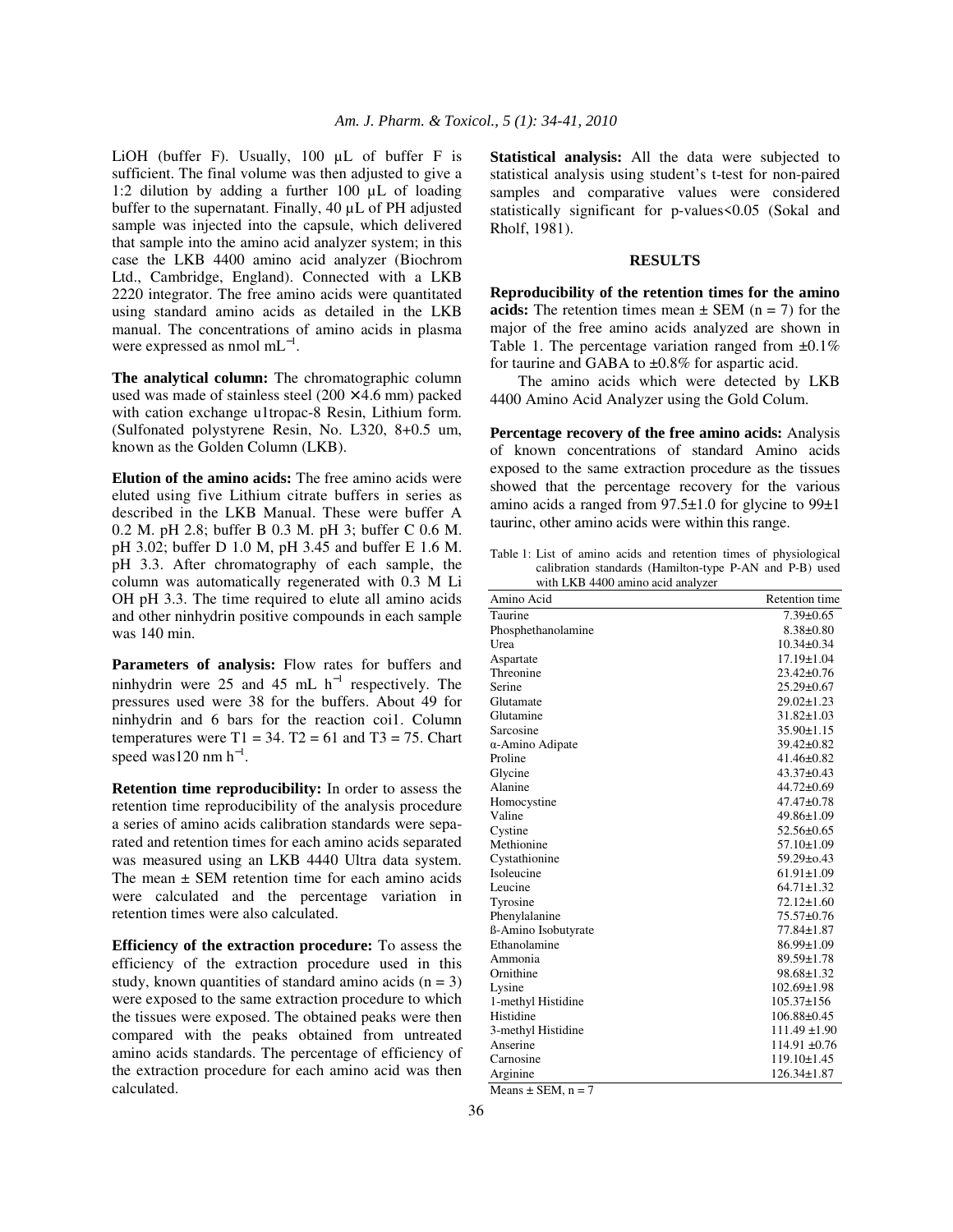LiOH (buffer F). Usually, 100 µL of buffer F is sufficient. The final volume was then adjusted to give a 1:2 dilution by adding a further 100 µL of loading buffer to the supernatant. Finally, 40 µL of PH adjusted sample was injected into the capsule, which delivered that sample into the amino acid analyzer system; in this case the LKB 4400 amino acid analyzer (Biochrom Ltd., Cambridge, England). Connected with a LKB 2220 integrator. The free amino acids were quantitated using standard amino acids as detailed in the LKB manual. The concentrations of amino acids in plasma were expressed as nmol $mL^{-1}$.

**The analytical column:** The chromatographic column used was made of stainless steel (200 × 4.6 mm) packed with cation exchange u1tropac-8 Resin, Lithium form. (Sulfonated polystyrene Resin, No. L320, 8+0.5 um, known as the Golden Column (LKB).

**Elution of the amino acids:** The free amino acids were eluted using five Lithium citrate buffers in series as described in the LKB Manual. These were buffer A 0.2 M. pH 2.8; buffer B 0.3 M. pH 3; buffer C 0.6 M. pH 3.02; buffer D 1.0 M, pH 3.45 and buffer E 1.6 M. pH 3.3. After chromatography of each sample, the column was automatically regenerated with 0.3 M Li OH pH 3.3. The time required to elute all amino acids and other ninhydrin positive compounds in each sample was 140 min.

**Parameters of analysis:** Flow rates for buffers and ninhydrin were 25 and 45 mL $h^{-1}$ respectively. The pressures used were 38 for the buffers. About 49 for ninhydrin and 6 bars for the reaction coi1. Column temperatures were T1 = 34. T2 = 61 and T3 = 75. Chart speed was120 nm $h^{-1}$.

**Retention time reproducibility:** In order to assess the retention time reproducibility of the analysis procedure a series of amino acids calibration standards were separated and retention times for each amino acids separated was measured using an LKB 4440 Ultra data system. The mean ± SEM retention time for each amino acids were calculated and the percentage variation in retention times were also calculated.

**Efficiency of the extraction procedure:** To assess the efficiency of the extraction procedure used in this study, known quantities of standard amino acids (n = 3) were exposed to the same extraction procedure to which the tissues were exposed. The obtained peaks were then compared with the peaks obtained from untreated amino acids standards. The percentage of efficiency of the extraction procedure for each amino acid was then calculated.

**Statistical analysis:** All the data were subjected to statistical analysis using student's t-test for non-paired samples and comparative values were considered statistically significant for p-values<0.05 (Sokal and Rholf, 1981).

## RESULTS

**Reproducibility of the retention times for the amino acids:** The retention times mean ± SEM (n = 7) for the major of the free amino acids analyzed are shown in Table 1. The percentage variation ranged from ±0.1% for taurine and GABA to ±0.8% for aspartic acid.

The amino acids which were detected by LKB 4400 Amino Acid Analyzer using the Gold Colum.

**Percentage recovery of the free amino acids:** Analysis of known concentrations of standard Amino acids exposed to the same extraction procedure as the tissues showed that the percentage recovery for the various amino acids a ranged from 97.5±1.0 for glycine to 99±1 taurinc, other amino acids were within this range.

Table 1: List of amino acids and retention times of physiological calibration standards (Hamilton-type P-AN and P-B) used with LKB 4400 amino acid analyzer

| Amino Acid | Retention time |
|---|---|
| Taurine | 7.39±0.65 |
| Phosphethanolamine | 8.38±0.80 |
| Urea | 10.34±0.34 |
| Aspartate | 17.19±1.04 |
| Threonine | 23.42±0.76 |
| Serine | 25.29±0.67 |
| Glutamate | 29.02±1.23 |
| Glutamine | 31.82±1.03 |
| Sarcosine | 35.90±1.15 |
| α-Amino Adipate | 39.42±0.82 |
| Proline | 41.46±0.82 |
| Glycine | 43.37±0.43 |
| Alanine | 44.72±0.69 |
| Homocystine | 47.47±0.78 |
| Valine | 49.86±1.09 |
| Cystine | 52.56±0.65 |
| Methionine | 57.10±1.09 |
| Cystathionine | 59.29±o.43 |
| Isoleucine | 61.91±1.09 |
| Leucine | 64.71±1.32 |
| Tyrosine | 72.12±1.60 |
| Phenylalanine | 75.57±0.76 |
| ß-Amino Isobutyrate | 77.84±1.87 |
| Ethanolamine | 86.99±1.09 |
| Ammonia | 89.59±1.78 |
| Ornithine | 98.68±1.32 |
| Lysine | 102.69±1.98 |
| 1-methyl Histidine | 105.37±156 |
| Histidine | 106.88±0.45 |
| 3-methyl Histidine | 111.49 ±1.90 |
| Anserine | 114.91 ±0.76 |
| Carnosine | 119.10±1.45 |
| Arginine | 126.34±1.87 |

Means ± SEM, n = 7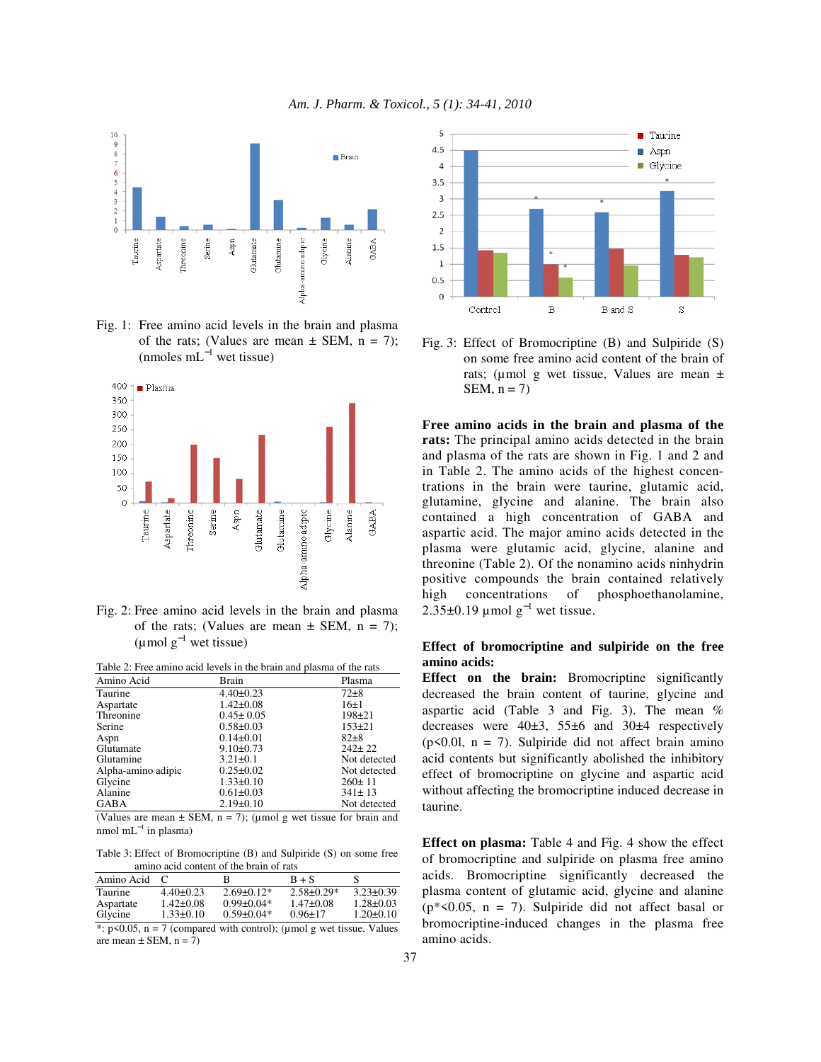Fig. 1: Free amino acid levels in the brain and plasma of the rats; (Values are mean ± SEM, n = 7); (nmoles $mL^{-1}$ wet tissue)

Fig. 2: Free amino acid levels in the brain and plasma of the rats; (Values are mean ± SEM, n = 7); (µmol $g^{-1}$ wet tissue)

Table 2: Free amino acid levels in the brain and plasma of the rats

| Amino Acid | Brain | Plasma |
|---|---|---|
| Taurine | 4.40±0.23 | 72±8 |
| Aspartate | 1.42±0.08 | 16±1 |
| Threonine | 0.45± 0.05 | 198±21 |
| Serine | 0.58±0.03 | 153±21 |
| Aspn | 0.14±0.01 | 82±8 |
| Glutamate | 9.10±0.73 | 242± 22 |
| Glutamine | 3.21±0.1 | Not detected |
| Alpha-amino adipic | 0.25±0.02 | Not detected |
| Glycine | 1.33±0.10 | 260± 11 |
| Alanine | 0.61±0.03 | 341± 13 |
| GABA | 2.19±0.10 | Not detected |

(Values are mean ± SEM, n = 7); (µmol g wet tissue for brain and nmol $mL^{-1}$ in plasma)

Table 3: Effect of Bromocriptine (B) and Sulpiride (S) on some free amino acid content of the brain of rats

| Amino Acid | C | B | B + S | S |
|---|---|---|---|---|
| Taurine | 4.40±0.23 | 2.69±0.12* | 2.58±0.29* | 3.23±0.39 |
| Aspartate | 1.42±0.08 | 0.99±0.04* | 1.47±0.08 | 1.28±0.03 |
| Glycine | 1.33±0.10 | 0.59±0.04* | 0.96±17 | 1.20±0.10 |

*: p<0.05, n = 7 (compared with control); (µmol g wet tissue, Values are mean ± SEM, n = 7)

Fig. 3: Effect of Bromocriptine (B) and Sulpiride (S) on some free amino acid content of the brain of rats; (µmol g wet tissue, Values are mean ± SEM, n = 7)

**Free amino acids in the brain and plasma of the rats:** The principal amino acids detected in the brain and plasma of the rats are shown in Fig. 1 and 2 and in Table 2. The amino acids of the highest concentrations in the brain were taurine, glutamic acid, glutamine, glycine and alanine. The brain also contained a high concentration of GABA and aspartic acid. The major amino acids detected in the plasma were glutamic acid, glycine, alanine and threonine (Table 2). Of the nonamino acids ninhydrin positive compounds the brain contained relatively high concentrations of phosphoethanolamine, 2.35±0.19 µmol $g^{-1}$ wet tissue.

**Effect of bromocriptine and sulpiride on the free amino acids:**

**Effect on the brain:** Bromocriptine significantly decreased the brain content of taurine, glycine and aspartic acid (Table 3 and Fig. 3). The mean % decreases were 40±3, 55±6 and 30±4 respectively (p<0.0l, n = 7). Sulpiride did not affect brain amino acid contents but significantly abolished the inhibitory effect of bromocriptine on glycine and aspartic acid without affecting the bromocriptine induced decrease in taurine.

**Effect on plasma:** Table 4 and Fig. 4 show the effect of bromocriptine and sulpiride on plasma free amino acids. Bromocriptine significantly decreased the plasma content of glutamic acid, glycine and alanine (p*<0.05, n = 7). Sulpiride did not affect basal or bromocriptine-induced changes in the plasma free amino acids.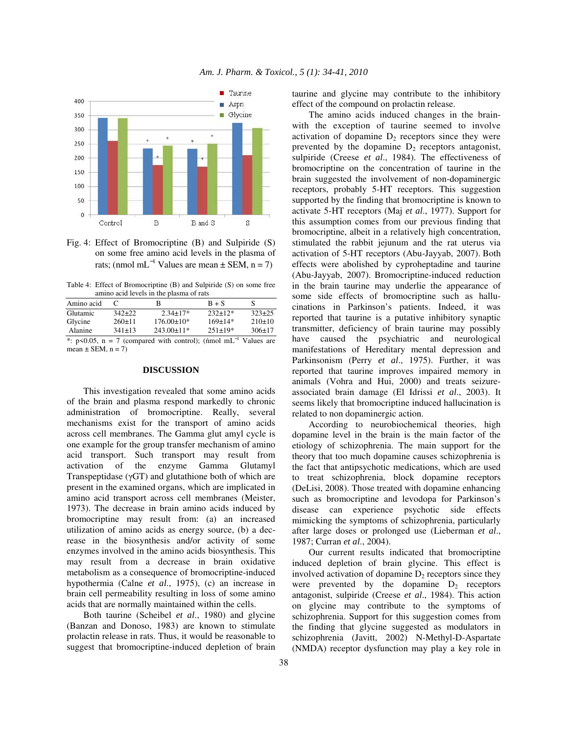Fig. 4: Effect of Bromocriptine (B) and Sulpiride (S) on some free amino acid levels in the plasma of rats; (nmol $mL^{-1}$ Values are mean ± SEM, n = 7)

Table 4: Effect of Bromocriptine (B) and Sulpiride (S) on some free amino acid levels in the plasma of rats

| Amino acid | C | B | B + S | S |
|---|---|---|---|---|
| Glutamic | 342±22 | 2.34±17* | 232±12* | 323±25 |
| Glycine | 260±11 | 176.00±10* | 169±14* | 210±10 |
| Alanine | 341±13 | 243.00±11* | 251±19* | 306±17 |

*: $p<0.05$, n = 7 (compared with control); (ńmol $mL^{-1}$ Values are mean ± SEM, n = 7)

## DISCUSSION

This investigation revealed that some amino acids of the brain and plasma respond markedly to chronic administration of bromocriptine. Really, several mechanisms exist for the transport of amino acids across cell membranes. The Gamma glut amyl cycle is one example for the group transfer mechanism of amino acid transport. Such transport may result from activation of the enzyme Gamma Glutamyl Transpeptidase (γGT) and glutathione both of which are present in the examined organs, which are implicated in amino acid transport across cell membranes (Meister, 1973). The decrease in brain amino acids induced by bromocriptine may result from: (a) an increased utilization of amino acids as energy source, (b) a decrease in the biosynthesis and/or activity of some enzymes involved in the amino acids biosynthesis. This may result from a decrease in brain oxidative metabolism as a consequence of bromocriptine-induced hypothermia (Calne *et al.*, 1975), (c) an increase in brain cell permeability resulting in loss of some amino acids that are normally maintained within the cells.

Both taurine (Scheibel *et al*., 1980) and glycine (Banzan and Donoso, 1983) are known to stimulate prolactin release in rats. Thus, it would be reasonable to suggest that bromocriptine-induced depletion of brain taurine and glycine may contribute to the inhibitory effect of the compound on prolactin release.

The amino acids induced changes in the brain-with the exception of taurine seemed to involve activation of dopamine $D_2$ receptors since they were prevented by the dopamine $D_2$ receptors antagonist, sulpiride (Creese *et al*., 1984). The effectiveness of bromocriptine on the concentration of taurine in the brain suggested the involvement of non-dopaminergic receptors, probably 5-HT receptors. This suggestion supported by the finding that bromocriptine is known to activate 5-HT receptors (Maj *et al*., 1977). Support for this assumption comes from our previous finding that bromocriptine, albeit in a relatively high concentration, stimulated the rabbit jejunum and the rat uterus via activation of 5-HT receptors (Abu-Jayyab, 2007). Both effects were abolished by cyproheptadine and taurine (Abu-Jayyab, 2007). Bromocriptine-induced reduction in the brain taurine may underlie the appearance of some side effects of bromocriptine such as hallucinations in Parkinson's patients. Indeed, it was reported that taurine is a putative inhibitory synaptic transmitter, deficiency of brain taurine may possibly have caused the psychiatric and neurological manifestations of Hereditary mental depression and Parkinsonism (Perry *et al*., 1975). Further, it was reported that taurine improves impaired memory in animals (Vohra and Hui, 2000) and treats seizure-associated brain damage (El Idrissi *et al*., 2003). It seems likely that bromocriptine induced hallucination is related to non dopaminergic action.

According to neurobiochemical theories, high dopamine level in the brain is the main factor of the etiology of schizophrenia. The main support for the theory that too much dopamine causes schizophrenia is the fact that antipsychotic medications, which are used to treat schizophrenia, block dopamine receptors (DeLisi, 2008). Those treated with dopamine enhancing such as bromocriptine and levodopa for Parkinson's disease can experience psychotic side effects mimicking the symptoms of schizophrenia, particularly after large doses or prolonged use (Lieberman *et al*., 1987; Curran *et al*., 2004).

Our current results indicated that bromocriptine induced depletion of brain glycine. This effect is involved activation of dopamine $D_2$ receptors since they were prevented by the dopamine $D_2$ receptors antagonist, sulpiride (Creese *et al*., 1984). This action on glycine may contribute to the symptoms of schizophrenia. Support for this suggestion comes from the finding that glycine suggested as modulators in schizophrenia (Javitt, 2002) N-Methyl-D-Aspartate (NMDA) receptor dysfunction may play a key role in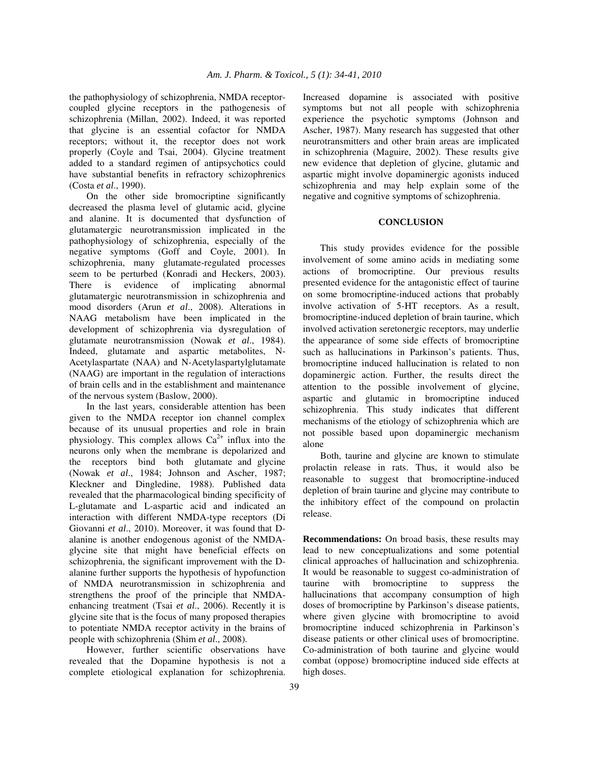the pathophysiology of schizophrenia, NMDA receptor-coupled glycine receptors in the pathogenesis of schizophrenia (Millan, 2002). Indeed, it was reported that glycine is an essential cofactor for NMDA receptors; without it, the receptor does not work properly (Coyle and Tsai, 2004). Glycine treatment added to a standard regimen of antipsychotics could have substantial benefits in refractory schizophrenics (Costa *et al*., 1990).

On the other side bromocriptine significantly decreased the plasma level of glutamic acid, glycine and alanine. It is documented that dysfunction of glutamatergic neurotransmission implicated in the pathophysiology of schizophrenia, especially of the negative symptoms (Goff and Coyle, 2001). In schizophrenia, many glutamate-regulated processes seem to be perturbed (Konradi and Heckers, 2003). There is evidence of implicating abnormal glutamatergic neurotransmission in schizophrenia and mood disorders (Arun *et al*., 2008). Alterations in NAAG metabolism have been implicated in the development of schizophrenia via dysregulation of glutamate neurotransmission (Nowak *et al*., 1984). Indeed, glutamate and aspartic metabolites, N-Acetylaspartate (NAA) and N-Acetylaspartylglutamate (NAAG) are important in the regulation of interactions of brain cells and in the establishment and maintenance of the nervous system (Baslow, 2000).

In the last years, considerable attention has been given to the NMDA receptor ion channel complex because of its unusual properties and role in brain physiology. This complex allows $Ca^{2+}$ influx into the neurons only when the membrane is depolarized and the receptors bind both glutamate and glycine (Nowak *et al*., 1984; Johnson and Ascher, 1987; Kleckner and Dingledine, 1988). Published data revealed that the pharmacological binding specificity of L-glutamate and L-aspartic acid and indicated an interaction with different NMDA-type receptors (Di Giovanni *et al*., 2010). Moreover, it was found that D-alanine is another endogenous agonist of the NMDA-glycine site that might have beneficial effects on schizophrenia, the significant improvement with the D-alanine further supports the hypothesis of hypofunction of NMDA neurotransmission in schizophrenia and strengthens the proof of the principle that NMDA-enhancing treatment (Tsai *et al*., 2006). Recently it is glycine site that is the focus of many proposed therapies to potentiate NMDA receptor activity in the brains of people with schizophrenia (Shim *et al*., 2008).

However, further scientific observations have revealed that the Dopamine hypothesis is not a complete etiological explanation for schizophrenia. Increased dopamine is associated with positive symptoms but not all people with schizophrenia experience the psychotic symptoms (Johnson and Ascher, 1987). Many research has suggested that other neurotransmitters and other brain areas are implicated in schizophrenia (Maguire, 2002). These results give new evidence that depletion of glycine, glutamic and aspartic might involve dopaminergic agonists induced schizophrenia and may help explain some of the negative and cognitive symptoms of schizophrenia.

## CONCLUSION

This study provides evidence for the possible involvement of some amino acids in mediating some actions of bromocriptine. Our previous results presented evidence for the antagonistic effect of taurine on some bromocriptine-induced actions that probably involve activation of 5-HT receptors. As a result, bromocriptine-induced depletion of brain taurine, which involved activation seretonergic receptors, may underlie the appearance of some side effects of bromocriptine such as hallucinations in Parkinson's patients. Thus, bromocriptine induced hallucination is related to non dopaminergic action. Further, the results direct the attention to the possible involvement of glycine, aspartic and glutamic in bromocriptine induced schizophrenia. This study indicates that different mechanisms of the etiology of schizophrenia which are not possible based upon dopaminergic mechanism alone

Both, taurine and glycine are known to stimulate prolactin release in rats. Thus, it would also be reasonable to suggest that bromocriptine-induced depletion of brain taurine and glycine may contribute to the inhibitory effect of the compound on prolactin release.

**Recommendations:** On broad basis, these results may lead to new conceptualizations and some potential clinical approaches of hallucination and schizophrenia. It would be reasonable to suggest co-administration of taurine with bromocriptine to suppress the hallucinations that accompany consumption of high doses of bromocriptine by Parkinson's disease patients, where given glycine with bromocriptine to avoid bromocriptine induced schizophrenia in Parkinson's disease patients or other clinical uses of bromocriptine. Co-administration of both taurine and glycine would combat (oppose) bromocriptine induced side effects at high doses.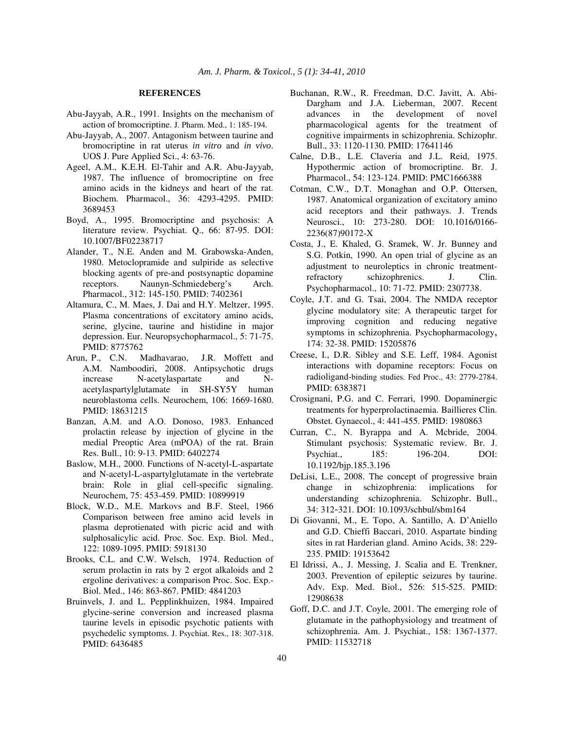## REFERENCES

Abu-Jayyab, A.R., 1991. Insights on the mechanism of action of bromocriptine. J. Pharm. Med., 1: 185-194.

Abu-Jayyab, A., 2007. Antagonism between taurine and bromocriptine in rat uterus *in vitro* and *in vivo*. UOS J. Pure Applied Sci., 4: 63-76.

Ageel, A.M., K.E.H. El-Tahir and A.R. Abu-Jayyab, 1987. The influence of bromocriptine on free amino acids in the kidneys and heart of the rat. Biochem. Pharmacol., 36: 4293-4295. PMID: 3689453

Boyd, A., 1995. Bromocriptine and psychosis: A literature review. Psychiat. Q., 66: 87-95. DOI: 10.1007/BF02238717

Alander, T., N.E. Anden and M. Grabowska-Anden, 1980. Metoclopramide and sulpiride as selective blocking agents of pre-and postsynaptic dopamine receptors. Naunyn-Schmiedeberg's Arch. Pharmacol., 312: 145-150. PMID: 7402361

Altamura, C., M. Maes, J. Dai and H.Y. Meltzer, 1995. Plasma concentrations of excitatory amino acids, serine, glycine, taurine and histidine in major depression. Eur. Neuropsychopharmacol., 5: 71-75. PMID: 8775762

Arun, P., C.N. Madhavarao, J.R. Moffett and A.M. Namboodiri, 2008. Antipsychotic drugs increase N-acetylaspartate and N-acetylaspartylglutamate in SH-SY5Y human neuroblastoma cells. Neurochem, 106: 1669-1680. PMID: 18631215

Banzan, A.M. and A.O. Donoso, 1983. Enhanced prolactin release by injection of glycine in the medial Preoptic Area (mPOA) of the rat. Brain Res. Bull., 10: 9-13. PMID: 6402274

Baslow, M.H., 2000. Functions of N-acetyl-L-aspartate and N-acetyl-L-aspartylglutamate in the vertebrate brain: Role in glial cell-specific signaling. Neurochem, 75: 453-459. PMID: 10899919

Block, W.D., M.E. Markovs and B.F. Steel, 1966 Comparison between free amino acid levels in plasma deprotienated with picric acid and with sulphosalicylic acid. Proc. Soc. Exp. Biol. Med., 122: 1089-1095. PMID: 5918130

Brooks, C.L. and C.W. Welsch, 1974. Reduction of serum prolactin in rats by 2 ergot alkaloids and 2 ergoline derivatives: a comparison Proc. Soc. Exp.-Biol. Med., 146: 863-867. PMID: 4841203

Bruinvels, J. and L. Pepplinkhuizen, 1984. Impaired glycine-serine conversion and increased plasma taurine levels in episodic psychotic patients with psychedelic symptoms. J. Psychiat. Res., 18: 307-318. PMID: 6436485

Buchanan, R.W., R. Freedman, D.C. Javitt, A. Abi-Dargham and J.A. Lieberman, 2007. Recent advances in the development of novel pharmacological agents for the treatment of cognitive impairments in schizophrenia. Schizophr. Bull., 33: 1120-1130. PMID: 17641146

Calne, D.B., L.E. Claveria and J.L. Reid, 1975. Hypothermic action of bromocriptine. Br. J. Pharmacol., 54: 123-124. PMID: PMC1666388

Cotman, C.W., D.T. Monaghan and O.P. Ottersen, 1987. Anatomical organization of excitatory amino acid receptors and their pathways. J. Trends Neurosci., 10: 273-280. DOI: 10.1016/0166-2236(87)90172-X

Costa, J., E. Khaled, G. Sramek, W. Jr. Bunney and S.G. Potkin, 1990. An open trial of glycine as an adjustment to neuroleptics in chronic treatment-refractory schizophrenics. J. Clin. Psychopharmacol., 10: 71-72. PMID: 2307738.

Coyle, J.T. and G. Tsai, 2004. The NMDA receptor glycine modulatory site: A therapeutic target for improving cognition and reducing negative symptoms in schizophrenia. Psychopharmacology, 174: 32-38. PMID: 15205876

Creese, I., D.R. Sibley and S.E. Leff, 1984. Agonist interactions with dopamine receptors: Focus on radioligand-binding studies. Fed Proc., 43: 2779-2784. PMID: 6383871

Crosignani, P.G. and C. Ferrari, 1990. Dopaminergic treatments for hyperprolactinaemia. Baillieres Clin. Obstet. Gynaecol., 4: 441-455. PMID: 1980863

Curran, C., N. Byrappa and A. Mcbride, 2004. Stimulant psychosis: Systematic review. Br. J. Psychiat., 185: 196-204. DOI: 10.1192/bjp.185.3.196

DeLisi, L.E., 2008. The concept of progressive brain change in schizophrenia: implications for understanding schizophrenia. Schizophr. Bull., 34: 312-321. DOI: 10.1093/schbul/sbm164

Di Giovanni, M., E. Topo, A. Santillo, A. D'Aniello and G.D. Chieffi Baccari, 2010. Aspartate binding sites in rat Harderian gland. Amino Acids, 38: 229-235. PMID: 19153642

El Idrissi, A., J. Messing, J. Scalia and E. Trenkner, 2003. Prevention of epileptic seizures by taurine. Adv. Exp. Med. Biol., 526: 515-525. PMID: 12908638

Goff, D.C. and J.T. Coyle, 2001. The emerging role of glutamate in the pathophysiology and treatment of schizophrenia. Am. J. Psychiat., 158: 1367-1377. PMID: 11532718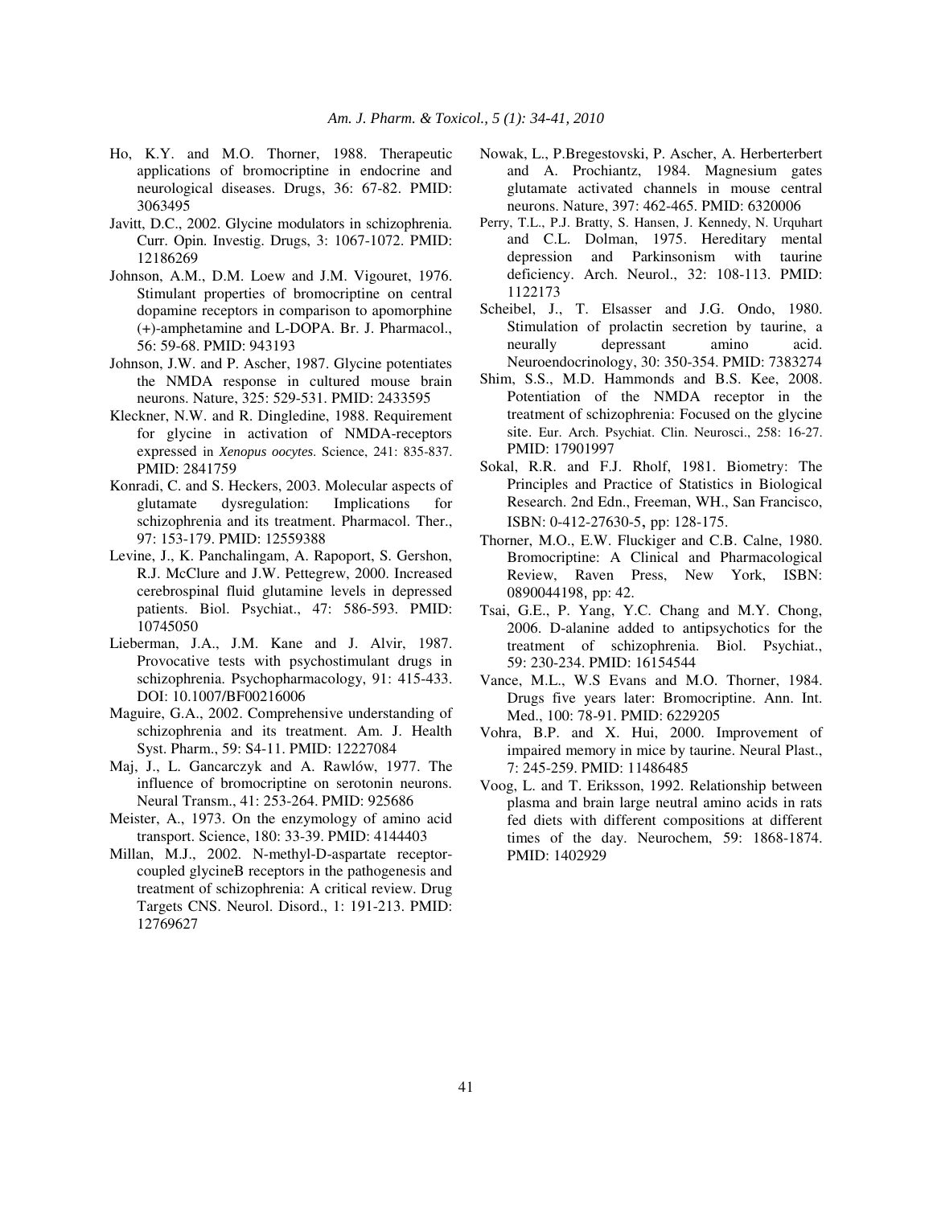Ho, K.Y. and M.O. Thorner, 1988. Therapeutic applications of bromocriptine in endocrine and neurological diseases. Drugs, 36: 67-82. PMID: 3063495

Javitt, D.C., 2002. Glycine modulators in schizophrenia. Curr. Opin. Investig. Drugs, 3: 1067-1072. PMID: 12186269

Johnson, A.M., D.M. Loew and J.M. Vigouret, 1976. Stimulant properties of bromocriptine on central dopamine receptors in comparison to apomorphine (+)-amphetamine and L-DOPA. Br. J. Pharmacol., 56: 59-68. PMID: 943193

Johnson, J.W. and P. Ascher, 1987. Glycine potentiates the NMDA response in cultured mouse brain neurons. Nature, 325: 529-531. PMID: 2433595

Kleckner, N.W. and R. Dingledine, 1988. Requirement for glycine in activation of NMDA-receptors expressed in *Xenopus oocytes*. Science, 241: 835-837. PMID: 2841759

Konradi, C. and S. Heckers, 2003. Molecular aspects of glutamate dysregulation: Implications for schizophrenia and its treatment. Pharmacol. Ther., 97: 153-179. PMID: 12559388

Levine, J., K. Panchalingam, A. Rapoport, S. Gershon, R.J. McClure and J.W. Pettegrew, 2000. Increased cerebrospinal fluid glutamine levels in depressed patients. Biol. Psychiat., 47: 586-593. PMID: 10745050

Lieberman, J.A., J.M. Kane and J. Alvir, 1987. Provocative tests with psychostimulant drugs in schizophrenia. Psychopharmacology, 91: 415-433. DOI: 10.1007/BF00216006

Maguire, G.A., 2002. Comprehensive understanding of schizophrenia and its treatment. Am. J. Health Syst. Pharm., 59: S4-11. PMID: 12227084

Maj, J., L. Gancarczyk and A. Rawlów, 1977. The influence of bromocriptine on serotonin neurons. Neural Transm., 41: 253-264. PMID: 925686

Meister, A., 1973. On the enzymology of amino acid transport. Science, 180: 33-39. PMID: 4144403

Millan, M.J., 2002. N-methyl-D-aspartate receptor-coupled glycineB receptors in the pathogenesis and treatment of schizophrenia: A critical review. Drug Targets CNS. Neurol. Disord., 1: 191-213. PMID: 12769627

Nowak, L., P.Bregestovski, P. Ascher, A. Herberterbert and A. Prochiantz, 1984. Magnesium gates glutamate activated channels in mouse central neurons. Nature, 397: 462-465. PMID: 6320006

Perry, T.L., P.J. Bratty, S. Hansen, J. Kennedy, N. Urquhart and C.L. Dolman, 1975. Hereditary mental depression and Parkinsonism with taurine deficiency. Arch. Neurol., 32: 108-113. PMID: 1122173

Scheibel, J., T. Elsasser and J.G. Ondo, 1980. Stimulation of prolactin secretion by taurine, a neurally depressant amino acid. Neuroendocrinology, 30: 350-354. PMID: 7383274

Shim, S.S., M.D. Hammonds and B.S. Kee, 2008. Potentiation of the NMDA receptor in the treatment of schizophrenia: Focused on the glycine site. Eur. Arch. Psychiat. Clin. Neurosci., 258: 16-27. PMID: 17901997

Sokal, R.R. and F.J. Rholf, 1981. Biometry: The Principles and Practice of Statistics in Biological Research. 2nd Edn., Freeman, WH., San Francisco, ISBN: 0-412-27630-5, pp: 128-175.

Thorner, M.O., E.W. Fluckiger and C.B. Calne, 1980. Bromocriptine: A Clinical and Pharmacological Review, Raven Press, New York, ISBN: 0890044198, pp: 42.

Tsai, G.E., P. Yang, Y.C. Chang and M.Y. Chong, 2006. D-alanine added to antipsychotics for the treatment of schizophrenia. Biol. Psychiat., 59: 230-234. PMID: 16154544

Vance, M.L., W.S Evans and M.O. Thorner, 1984. Drugs five years later: Bromocriptine. Ann. Int. Med., 100: 78-91. PMID: 6229205

Vohra, B.P. and X. Hui, 2000. Improvement of impaired memory in mice by taurine. Neural Plast., 7: 245-259. PMID: 11486485

Voog, L. and T. Eriksson, 1992. Relationship between plasma and brain large neutral amino acids in rats fed diets with different compositions at different times of the day. Neurochem, 59: 1868-1874. PMID: 1402929